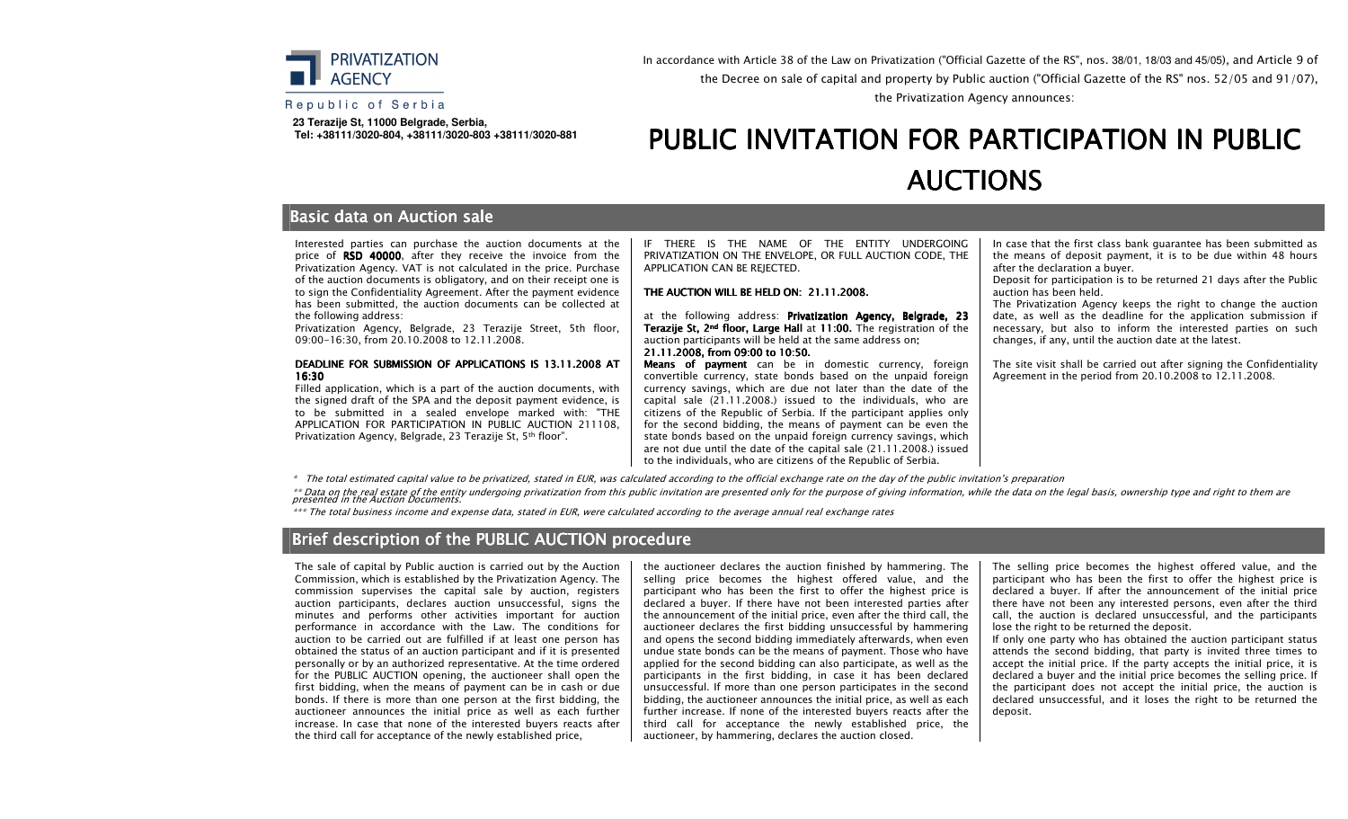PRIVATIZATION AGENCY

Republic of Serbia

**23 Terazije St, 11000 Belgrade, Serbia,**
**Tel: +38111/3020-804, +38111/3020-803 +38111/3020-881**

In accordance with Article 38 of the Law on Privatization ("Official Gazette of the RS", nos. 38/01, 18/03 and 45/05), and Article 9 of the Decree on sale of capital and property by Public auction ("Official Gazette of the RS" nos. 52/05 and 91/07), the Privatization Agency announces:

# PUBLIC INVITATION FOR PARTICIPATION IN PUBLIC AUCTIONS

## Basic data on Auction sale

Interested parties can purchase the auction documents at the price of **RSD 40000**, after they receive the invoice from the Privatization Agency. VAT is not calculated in the price. Purchase of the auction documents is obligatory, and on their receipt one is to sign the Confidentiality Agreement. After the payment evidence has been submitted, the auction documents can be collected at the following address:

Privatization Agency, Belgrade, 23 Terazije Street, 5th floor, 09:00-16:30, from 20.10.2008 to 12.11.2008.

**DEADLINE FOR SUBMISSION OF APPLICATIONS IS 13.11.2008 AT 16:30**

Filled application, which is a part of the auction documents, with the signed draft of the SPA and the deposit payment evidence, is to be submitted in a sealed envelope marked with: "THE APPLICATION FOR PARTICIPATION IN PUBLIC AUCTION 211108, Privatization Agency, Belgrade, 23 Terazije St, 5th floor".

IF THERE IS THE NAME OF THE ENTITY UNDERGOING PRIVATIZATION ON THE ENVELOPE, OR FULL AUCTION CODE, THE APPLICATION CAN BE REJECTED.

**THE AUCTION WILL BE HELD ON: 21.11.2008.**

at the following address: **Privatization Agency, Belgrade, 23 Terazije St, 2nd floor, Large Hall** at **11:00.** The registration of the auction participants will be held at the same address on; **21.11.2008, from 09:00 to 10:50.**

**Means of payment** can be in domestic currency, foreign convertible currency, state bonds based on the unpaid foreign currency savings, which are due not later than the date of the capital sale (21.11.2008.) issued to the individuals, who are citizens of the Republic of Serbia. If the participant applies only for the second bidding, the means of payment can be even the state bonds based on the unpaid foreign currency savings, which are not due until the date of the capital sale (21.11.2008.) issued to the individuals, who are citizens of the Republic of Serbia.

In case that the first class bank guarantee has been submitted as the means of deposit payment, it is to be due within 48 hours after the declaration a buyer.

Deposit for participation is to be returned 21 days after the Public auction has been held.

The Privatization Agency keeps the right to change the auction date, as well as the deadline for the application submission if necessary, but also to inform the interested parties on such changes, if any, until the auction date at the latest.

The site visit shall be carried out after signing the Confidentiality Agreement in the period from 20.10.2008 to 12.11.2008.

*\* The total estimated capital value to be privatized, stated in EUR, was calculated according to the official exchange rate on the day of the public invitation's preparation*

*\*\* Data on the real estate of the entity undergoing privatization from this public invitation are presented only for the purpose of giving information, while the data on the legal basis, ownership type and right to them are presented in the Auction Documents.*

*\*\*\* The total business income and expense data, stated in EUR, were calculated according to the average annual real exchange rates*

## Brief description of the PUBLIC AUCTION procedure

The sale of capital by Public auction is carried out by the Auction Commission, which is established by the Privatization Agency. The commission supervises the capital sale by auction, registers auction participants, declares auction unsuccessful, signs the minutes and performs other activities important for auction performance in accordance with the Law. The conditions for auction to be carried out are fulfilled if at least one person has obtained the status of an auction participant and if it is presented personally or by an authorized representative. At the time ordered for the PUBLIC AUCTION opening, the auctioneer shall open the first bidding, when the means of payment can be in cash or due bonds. If there is more than one person at the first bidding, the auctioneer announces the initial price as well as each further increase. In case that none of the interested buyers reacts after the third call for acceptance of the newly established price, the auctioneer declares the auction finished by hammering. The selling price becomes the highest offered value, and the participant who has been the first to offer the highest price is declared a buyer. If there have not been interested parties after the announcement of the initial price, even after the third call, the auctioneer declares the first bidding unsuccessful by hammering and opens the second bidding immediately afterwards, when even undue state bonds can be the means of payment. Those who have applied for the second bidding can also participate, as well as the participants in the first bidding, in case it has been declared unsuccessful. If more than one person participates in the second bidding, the auctioneer announces the initial price, as well as each further increase. If none of the interested buyers reacts after the third call for acceptance the newly established price, the auctioneer, by hammering, declares the auction closed.

The selling price becomes the highest offered value, and the participant who has been the first to offer the highest price is declared a buyer. If after the announcement of the initial price there have not been any interested persons, even after the third call, the auction is declared unsuccessful, and the participants lose the right to be returned the deposit.

If only one party who has obtained the auction participant status attends the second bidding, that party is invited three times to accept the initial price. If the party accepts the initial price, it is declared a buyer and the initial price becomes the selling price. If the participant does not accept the initial price, the auction is declared unsuccessful, and it loses the right to be returned the deposit.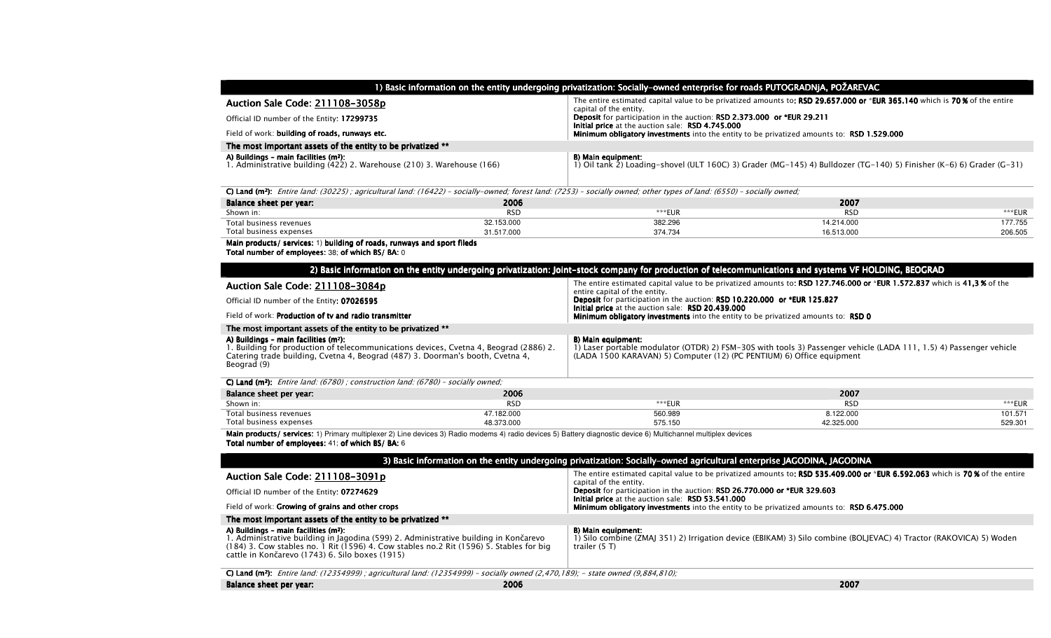## 1) Basic information on the entity undergoing privatization: Socially-owned enterprise for roads PUTOGRADNJA, POŽAREVAC

**Auction Sale Code: 211108-3058p**

Official ID number of the Entity: **17299735**

Field of work: **building of roads, runways etc.**

The entire estimated capital value to be privatized amounts to: **RSD 29.657.000 or *EUR 365.140** which is **70 %** of the entire capital of the entity.
**Deposit** for participation in the auction: **RSD 2.373.000 or *EUR 29.211**
**Initial price** at the auction sale: **RSD 4.745.000**
**Minimum obligatory investments** into the entity to be privatized amounts to: **RSD 1.529.000**

**The most important assets of the entity to be privatized ****

**A) Buildings - main facilities (m²):**
1. Administrative building (422) 2. Warehouse (210) 3. Warehouse (166)

**B) Main equipment:**
1) Oil tank 2) Loading-shovel (ULT 160C) 3) Grader (MG-145) 4) Bulldozer (TG-140) 5) Finisher (K-6) 6) Grader (G-31)

**C) Land (m²):** *Entire land: (30225) ; agricultural land: (16422) - socially-owned; forest land: (7253) - socially owned; other types of land: (6550) - socially owned;*

| Balance sheet per year: | 2006 | | 2007 | |
|---|---|---|---|---|
| Shown in: | RSD | ***EUR | RSD | ***EUR |
| Total business revenues | 32.153.000 | 382.296 | 14.214.000 | 177.755 |
| Total business expenses | 31.517.000 | 374.734 | 16.513.000 | 206.505 |

**Main products/ services:** 1) **building of roads, runways and sport fileds**
**Total number of employees:** 38; **of which BS/ BA:** 0

## 2) Basic information on the entity undergoing privatization: Joint-stock company for production of telecommunications and systems VF HOLDING, BEOGRAD

**Auction Sale Code: 211108-3084p**

Official ID number of the Entity: **07026595**

Field of work: **Production of tv and radio transmitter**

The entire estimated capital value to be privatized amounts to: **RSD 127.746.000 or *EUR 1.572.837** which is **41,3 %** of the entire capital of the entity.
**Deposit** for participation in the auction: **RSD 10.220.000 or *EUR 125.827**
**Initial price** at the auction sale: **RSD 20.439.000**
**Minimum obligatory investments** into the entity to be privatized amounts to: **RSD 0**

**The most important assets of the entity to be privatized ****

**A) Buildings - main facilities (m²):**
1. Building for production of telecommunications devices, Cvetna 4, Beograd (2886) 2. Catering trade building, Cvetna 4, Beograd (487) 3. Doorman's booth, Cvetna 4, Beograd (9)

**B) Main equipment:**
1) Laser portable modulator (OTDR) 2) FSM-30S with tools 3) Passenger vehicle (LADA 111, 1.5) 4) Passenger vehicle (LADA 1500 KARAVAN) 5) Computer (12) (PC PENTIUM) 6) Office equipment

**C) Land (m²):** *Entire land: (6780) ; construction land: (6780) - socially owned;*

| Balance sheet per year: | 2006 | | 2007 | |
|---|---|---|---|---|
| Shown in: | RSD | ***EUR | RSD | ***EUR |
| Total business revenues | 47.182.000 | 560.989 | 8.122.000 | 101.571 |
| Total business expenses | 48.373.000 | 575.150 | 42.325.000 | 529.301 |

**Main products/ services:** 1) Primary multiplexer 2) Line devices 3) Radio modems 4) radio devices 5) Battery diagnostic device 6) Multichannel multiplex devices
**Total number of employees:** 41; **of which BS/ BA:** 6

## 3) Basic information on the entity undergoing privatization: Socially-owned agricultural enterprise JAGODINA, JAGODINA

**Auction Sale Code: 211108-3091p**

Official ID number of the Entity: **07274629**

Field of work: **Growing of grains and other crops**

The entire estimated capital value to be privatized amounts to: **RSD 535.409.000 or *EUR 6.592.063** which is **70 %** of the entire capital of the entity.
**Deposit** for participation in the auction: **RSD 26.770.000 or *EUR 329.603**
**Initial price** at the auction sale: **RSD 53.541.000**
**Minimum obligatory investments** into the entity to be privatized amounts to: **RSD 6.475.000**

**The most important assets of the entity to be privatized ****

**A) Buildings - main facilities (m²):**
1. Administrative building in Jagodina (599) 2. Administrative building in Končarevo (184) 3. Cow stables no. 1 Rit (1596) 4. Cow stables no.2 Rit (1596) 5. Stables for big cattle in Končarevo (1743) 6. Silo boxes (1915)

**B) Main equipment:**
1) Silo combine (ZMAJ 351) 2) Irrigation device (EBIKAM) 3) Silo combine (BOLJEVAC) 4) Tractor (RAKOVICA) 5) Woden trailer (5 T)

**C) Land (m²):** *Entire land: (12354999) ; agricultural land: (12354999) - socially owned (2,470,189); - state owned (9,884,810);*

| Balance sheet per year: | 2006 | | 2007 | |
|---|---|---|---|---|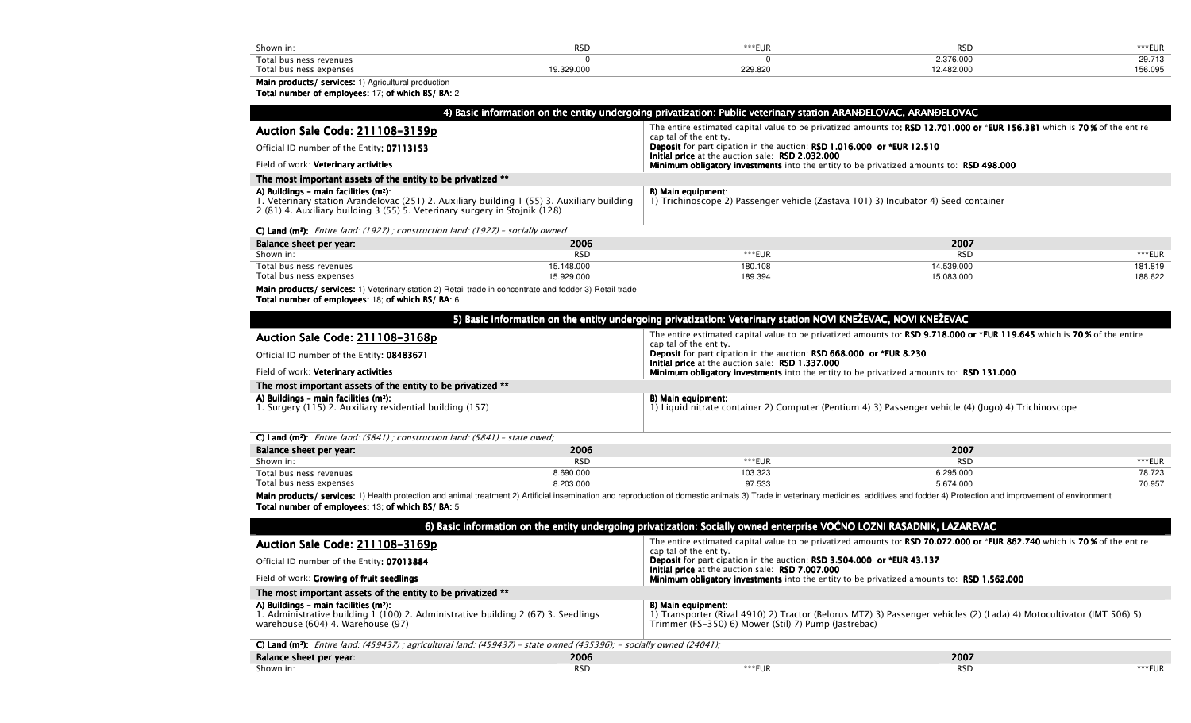| Shown in: | RSD | ***EUR | RSD | ***EUR |
| --- | --- | --- | --- | --- |
| Total business revenues | 0 | 0 | 2.376.000 | 29.713 |
| Total business expenses | 19.329.000 | 229.820 | 12.482.000 | 156.095 |

**Main products/ services:** 1) Agricultural production
**Total number of employees:** 17; **of which BS/ BA:** 2

## 4) Basic information on the entity undergoing privatization: Public veterinary station ARANĐELOVAC, ARANĐELOVAC

**Auction Sale Code: 211108-3159p**

Official ID number of the Entity: **07113153**

Field of work: **Veterinary activities**

The entire estimated capital value to be privatized amounts to: **RSD 12.701.000 or *EUR 156.381** which is **70 %** of the entire capital of the entity.
**Deposit** for participation in the auction: **RSD 1.016.000 or *EUR 12.510**
**Initial price** at the auction sale: **RSD 2.032.000**
**Minimum obligatory investments** into the entity to be privatized amounts to: **RSD 498.000**

**The most important assets of the entity to be privatized ****

**A) Buildings - main facilities (m²):**
1. Veterinary station Aranđelovac (251) 2. Auxiliary building 1 (55) 3. Auxiliary building 2 (81) 4. Auxiliary building 3 (55) 5. Veterinary surgery in Stojnik (128)

**B) Main equipment:**
1) Trichinoscope 2) Passenger vehicle (Zastava 101) 3) Incubator 4) Seed container

**C) Land (m²):** *Entire land: (1927) ; construction land: (1927) - socially owned*

| Balance sheet per year: | 2006 | | 2007 | |
| --- | --- | --- | --- | --- |
| Shown in: | RSD | ***EUR | RSD | ***EUR |
| Total business revenues | 15.148.000 | 180.108 | 14.539.000 | 181.819 |
| Total business expenses | 15.929.000 | 189.394 | 15.083.000 | 188.622 |

**Main products/ services:** 1) Veterinary station 2) Retail trade in concentrate and fodder 3) Retail trade
**Total number of employees:** 18; **of which BS/ BA:** 6

## 5) Basic information on the entity undergoing privatization: Veterinary station NOVI KNEŽEVAC, NOVI KNEŽEVAC

**Auction Sale Code: 211108-3168p**

Official ID number of the Entity: **08483671**

Field of work: **Veterinary activities**

The entire estimated capital value to be privatized amounts to: **RSD 9.718.000 or *EUR 119.645** which is **70 %** of the entire capital of the entity.
**Deposit** for participation in the auction: **RSD 668.000 or *EUR 8.230**
**Initial price** at the auction sale: **RSD 1.337.000**
**Minimum obligatory investments** into the entity to be privatized amounts to: **RSD 131.000**

**The most important assets of the entity to be privatized ****

**A) Buildings - main facilities (m²):**
1. Surgery (115) 2. Auxiliary residential building (157)

**B) Main equipment:**
1) Liquid nitrate container 2) Computer (Pentium 4) 3) Passenger vehicle (4) (Jugo) 4) Trichinoscope

**C) Land (m²):** *Entire land: (5841) ; construction land: (5841) - state owed;*

| Balance sheet per year: | 2006 | | 2007 | |
| --- | --- | --- | --- | --- |
| Shown in: | RSD | ***EUR | RSD | ***EUR |
| Total business revenues | 8.690.000 | 103.323 | 6.295.000 | 78.723 |
| Total business expenses | 8.203.000 | 97.533 | 5.674.000 | 70.957 |

**Main products/ services:** 1) Health protection and animal treatment 2) Artificial insemination and reproduction of domestic animals 3) Trade in veterinary medicines, additives and fodder 4) Protection and improvement of environment
**Total number of employees:** 13; **of which BS/ BA:** 5

## 6) Basic information on the entity undergoing privatization: Socially owned enterprise VOĆNO LOZNI RASADNIK, LAZAREVAC

**Auction Sale Code: 211108-3169p**

Official ID number of the Entity: **07013884**

Field of work: **Growing of fruit seedlings**

The entire estimated capital value to be privatized amounts to: **RSD 70.072.000 or *EUR 862.740** which is **70 %** of the entire capital of the entity.
**Deposit** for participation in the auction: **RSD 3.504.000 or *EUR 43.137**
**Initial price** at the auction sale: **RSD 7.007.000**
**Minimum obligatory investments** into the entity to be privatized amounts to: **RSD 1.562.000**

**The most important assets of the entity to be privatized ****

**A) Buildings - main facilities (m²):**
1. Administrative building 1 (100) 2. Administrative building 2 (67) 3. Seedlings warehouse (604) 4. Warehouse (97)

**B) Main equipment:**
1) Transporter (Rival 4910) 2) Tractor (Belorus MTZ) 3) Passenger vehicles (2) (Lada) 4) Motocultivator (IMT 506) 5) Trimmer (FS-350) 6) Mower (Stil) 7) Pump (Jastrebac)

**C) Land (m²):** *Entire land: (459437) ; agricultural land: (459437) - state owned (435396); - socially owned (24041);*

| Balance sheet per year: | 2006 | | 2007 | |
| --- | --- | --- | --- | --- |
| Shown in: | RSD | ***EUR | RSD | ***EUR |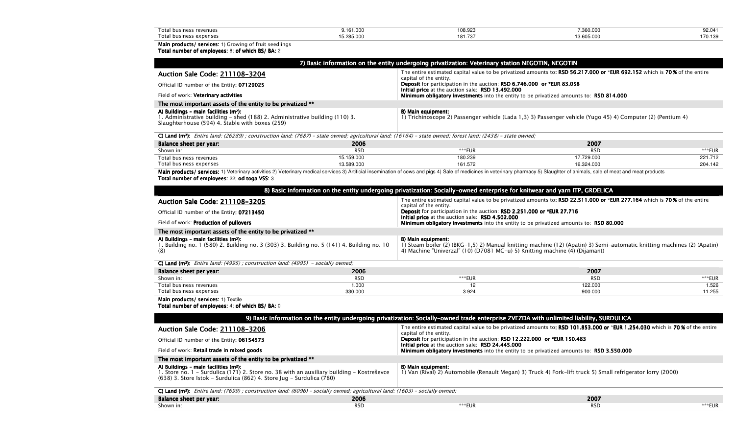| | | | | |
|---|---|---|---|---|
| Total business revenues | 9.161.000 | 108.923 | 7.360.000 | 92.041 |
| Total business expenses | 15.285.000 | 181.737 | 13.605.000 | 170.139 |

**Main products/ services:** 1) Growing of fruit seedlings
**Total number of employees:** 8; **of which BS/ BA:** 2

## 7) Basic information on the entity undergoing privatization: Veterinary station NEGOTIN, NEGOTIN

**Auction Sale Code: 211108-3204**

Official ID number of the Entity: **07129025**

Field of work: **Veterinary activities**

The entire estimated capital value to be privatized amounts to: **RSD 56.217.000 or** *EUR **692.152** which is **70 %** of the entire capital of the entity.
**Deposit** for participation in the auction: **RSD 6.746.000 or *EUR 83.058**
**Initial price** at the auction sale: **RSD 13.492.000**
**Minimum obligatory investments** into the entity to be privatized amounts to: **RSD 814.000**

**The most important assets of the entity to be privatized ****

**A) Buildings - main facilities (m²):**
1. Administrative building - shed (188) 2. Administrative building (110) 3. Slaughterhouse (594) 4. Stable with boxes (259)

**B) Main equipment:**
1) Trichinoscope 2) Passenger vehicle (Lada 1,3) 3) Passenger vehicle (Yugo 45) 4) Computer (2) (Pentium 4)

**C) Land (m²):** *Entire land: (26289) ; construction land: (7687) - state owned; agricultural land: (16164) - state owned; forest land: (2438) - state owned;*

| **Balance sheet per year:** | **2006** | | **2007** | |
|---|---|---|---|---|
| Shown in: | RSD | ***EUR | RSD | ***EUR |
| Total business revenues | 15.159.000 | 180.239 | 17.729.000 | 221.712 |
| Total business expenses | 13.589.000 | 161.572 | 16.324.000 | 204.142 |

**Main products/ services:** 1) Veterinary activities 2) Veterinary medical services 3) Artificial insemination of cows and pigs 4) Sale of medicines in veterinary pharmacy 5) Slaughter of animals, sale of meat and meat products
**Total number of employees:** 22; **od toga VSS:** 3

## 8) Basic information on the entity undergoing privatization: Socially-owned enterprise for knitwear and yarn ITP, GRDELICA

**Auction Sale Code: 211108-3205**

Official ID number of the Entity: **07213450**

Field of work: **Production of pullovers**

The entire estimated capital value to be privatized amounts to: **RSD 22.511.000 or** *EUR **277.164** which is **70 %** of the entire capital of the entity.
**Deposit** for participation in the auction: **RSD 2.251.000 or *EUR 27.716**
**Initial price** at the auction sale: **RSD 4.502.000**
**Minimum obligatory investments** into the entity to be privatized amounts to: **RSD 80.000**

**The most important assets of the entity to be privatized ****

**A) Buildings - main facilities (m²):**
1. Building no. 1 (580) 2. Building no. 3 (303) 3. Building no. 5 (141) 4. Building no. 10 (8)

**B) Main equipment:**
1) Steam boiler (2) (BKG-1,5) 2) Manual knitting machine (12) (Apatin) 3) Semi-automatic knitting machines (2) (Apatin) 4) Machine "Univerzal" (10) (D7081 MC-u) 5) Knitting machine (4) (Dijamant)

**C) Land (m²):** *Entire land: (4995) ; construction land: (4995) - socially owned;*

| **Balance sheet per year:** | **2006** | | **2007** | |
|---|---|---|---|---|
| Shown in: | RSD | ***EUR | RSD | ***EUR |
| Total business revenues | 1.000 | 12 | 122.000 | 1.526 |
| Total business expenses | 330.000 | 3.924 | 900.000 | 11.255 |

**Main products/ services:** 1) Textile
**Total number of employees:** 4; **of which BS/ BA:** 0

## 9) Basic information on the entity undergoing privatization: Socially-owned trade enterprise ZVEZDA with unlimited liability, SURDULICA

**Auction Sale Code: 211108-3206**

Official ID number of the Entity: **06154573**

Field of work: **Retail trade in mixed goods**

The entire estimated capital value to be privatized amounts to: **RSD 101.853.000 or** *EUR **1.254.030** which is **70 %** of the entire capital of the entity.
**Deposit** for participation in the auction: **RSD 12.222.000 or *EUR 150.483**
**Initial price** at the auction sale: **RSD 24.445.000**
**Minimum obligatory investments** into the entity to be privatized amounts to: **RSD 3.550.000**

**The most important assets of the entity to be privatized ****

**A) Buildings - main facilities (m²):**
1. Store no. 1 - Surdulica (171) 2. Store no. 38 with an auxiliary building - Kostreševce (638) 3. Store Istok - Surdulica (862) 4. Store Jug - Surdulica (780)

**B) Main equipment:**
1) Van (Rival) 2) Automobile (Renault Megan) 3) Truck 4) Fork-lift truck 5) Small refrigerator lorry (2000)

**C) Land (m²):** *Entire land: (7699) ; construction land: (6096) - socially owned; agricultural land: (1603) - socially owned;*

| **Balance sheet per year:** | **2006** | | **2007** | |
|---|---|---|---|---|
| Shown in: | RSD | ***EUR | RSD | ***EUR |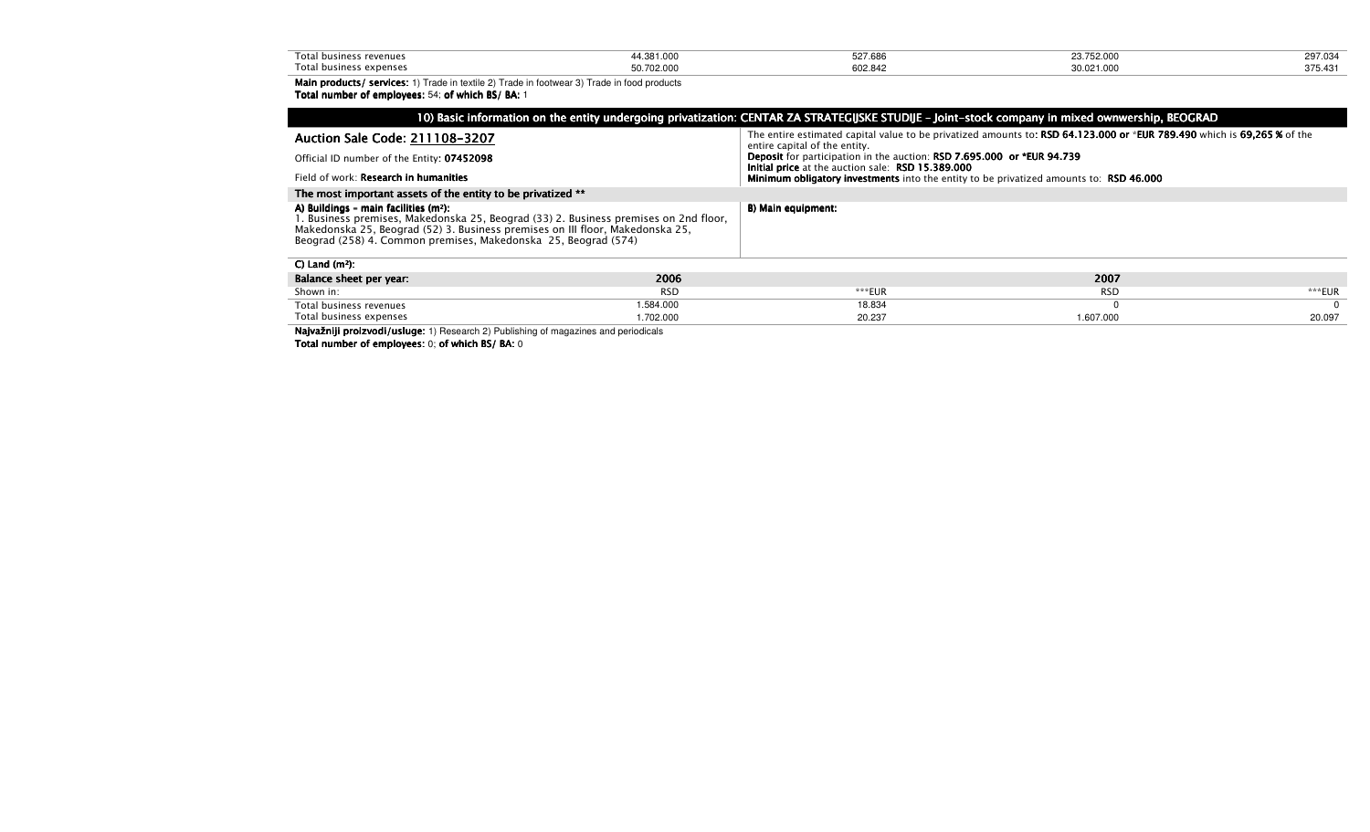| | | | | |
|---|---|---|---|---|
| Total business revenues | 44.381.000 | 527.686 | 23.752.000 | 297.034 |
| Total business expenses | 50.702.000 | 602.842 | 30.021.000 | 375.431 |

**Main products/ services:** 1) Trade in textile 2) Trade in footwear 3) Trade in food products

**Total number of employees:** 54; **of which BS/ BA:** 1

## 10) Basic information on the entity undergoing privatization: CENTAR ZA STRATEGIJSKE STUDIJE – Joint-stock company in mixed ownwership, BEOGRAD

**Auction Sale Code: 211108-3207**

Official ID number of the Entity: **07452098**

Field of work: **Research in humanities**

The entire estimated capital value to be privatized amounts to: **RSD 64.123.000 or** *EUR 789.490 which is **69,265 %** of the entire capital of the entity.

**Deposit** for participation in the auction: **RSD 7.695.000 or *EUR 94.739**

**Initial price** at the auction sale: **RSD 15.389.000**

**Minimum obligatory investments** into the entity to be privatized amounts to: **RSD 46.000**

**The most important assets of the entity to be privatized ****

**A) Buildings - main facilities (m²):**
1. Business premises, Makedonska 25, Beograd (33) 2. Business premises on 2nd floor, Makedonska 25, Beograd (52) 3. Business premises on III floor, Makedonska 25, Beograd (258) 4. Common premises, Makedonska 25, Beograd (574)

**B) Main equipment:**

**C) Land (m²):**

| Balance sheet per year: | 2006 | | 2007 | |
|---|---|---|---|---|
| Shown in: | RSD | ***EUR | RSD | ***EUR |
| Total business revenues | 1.584.000 | 18.834 | 0 | 0 |
| Total business expenses | 1.702.000 | 20.237 | 1.607.000 | 20.097 |

**Najvažniji proizvodi/usluge:** 1) Research 2) Publishing of magazines and periodicals

**Total number of employees:** 0; **of which BS/ BA:** 0